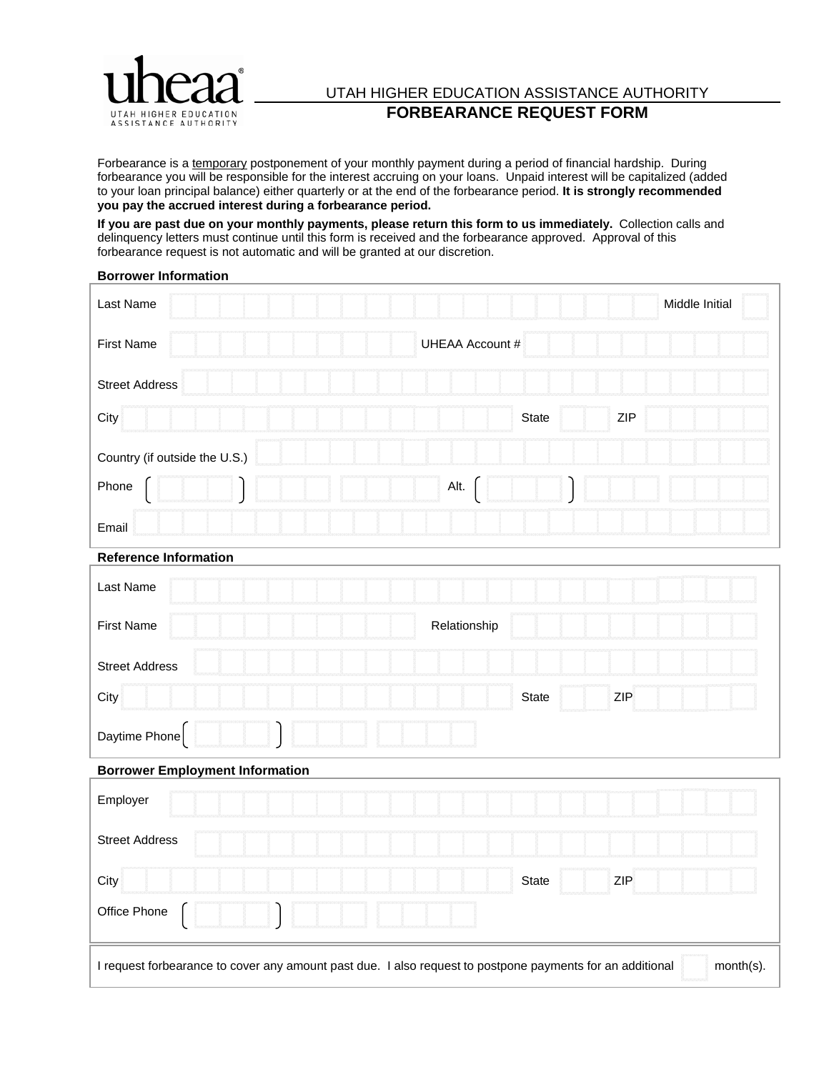uheaa
UTAH HIGHER EDUCATION ASSISTANCE AUTHORITY

UTAH HIGHER EDUCATION ASSISTANCE AUTHORITY

# FORBEARANCE REQUEST FORM

Forbearance is a temporary postponement of your monthly payment during a period of financial hardship. During forbearance you will be responsible for the interest accruing on your loans. Unpaid interest will be capitalized (added to your loan principal balance) either quarterly or at the end of the forbearance period. **It is strongly recommended you pay the accrued interest during a forbearance period.**

**If you are past due on your monthly payments, please return this form to us immediately.** Collection calls and delinquency letters must continue until this form is received and the forbearance approved. Approval of this forbearance request is not automatic and will be granted at our discretion.

**Borrower Information**

Last Name ______________________ Middle Initial ___

First Name ______________________ UHEAA Account # ______________________

Street Address ______________________

City ______________________ State ___ ZIP ______

Country (if outside the U.S.) ______________________

Phone ( ) ___ ___ Alt. ( ) ___ ___

Email ______________________

**Reference Information**

Last Name ______________________

First Name ______________________ Relationship ______________________

Street Address ______________________

City ______________________ State ___ ZIP ______

Daytime Phone ( ) ___ ___

**Borrower Employment Information**

Employer ______________________

Street Address ______________________

City ______________________ State ___ ZIP ______

Office Phone ( ) ___ ___

I request forbearance to cover any amount past due. I also request to postpone payments for an additional ___ month(s).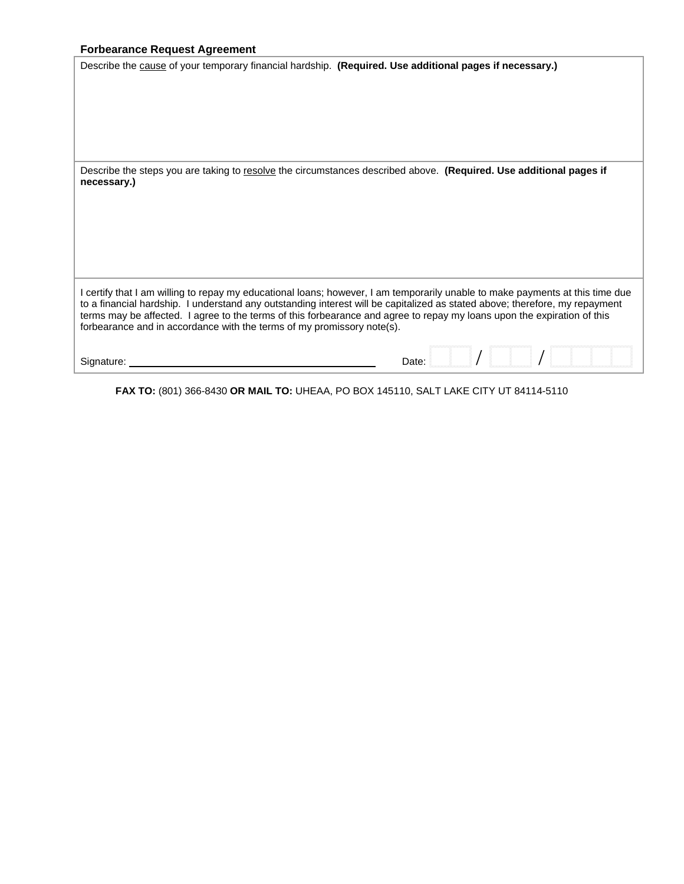### Forbearance Request Agreement

Describe the <u>cause</u> of your temporary financial hardship. **(Required. Use additional pages if necessary.)**

Describe the steps you are taking to <u>resolve</u> the circumstances described above. **(Required. Use additional pages if necessary.)**

I certify that I am willing to repay my educational loans; however, I am temporarily unable to make payments at this time due to a financial hardship. I understand any outstanding interest will be capitalized as stated above; therefore, my repayment terms may be affected. I agree to the terms of this forbearance and agree to repay my loans upon the expiration of this forbearance and in accordance with the terms of my promissory note(s).

Signature: ______________________________ Date: ___ / ___ / _____

**FAX TO:** (801) 366-8430 **OR MAIL TO:** UHEAA, PO BOX 145110, SALT LAKE CITY UT 84114-5110